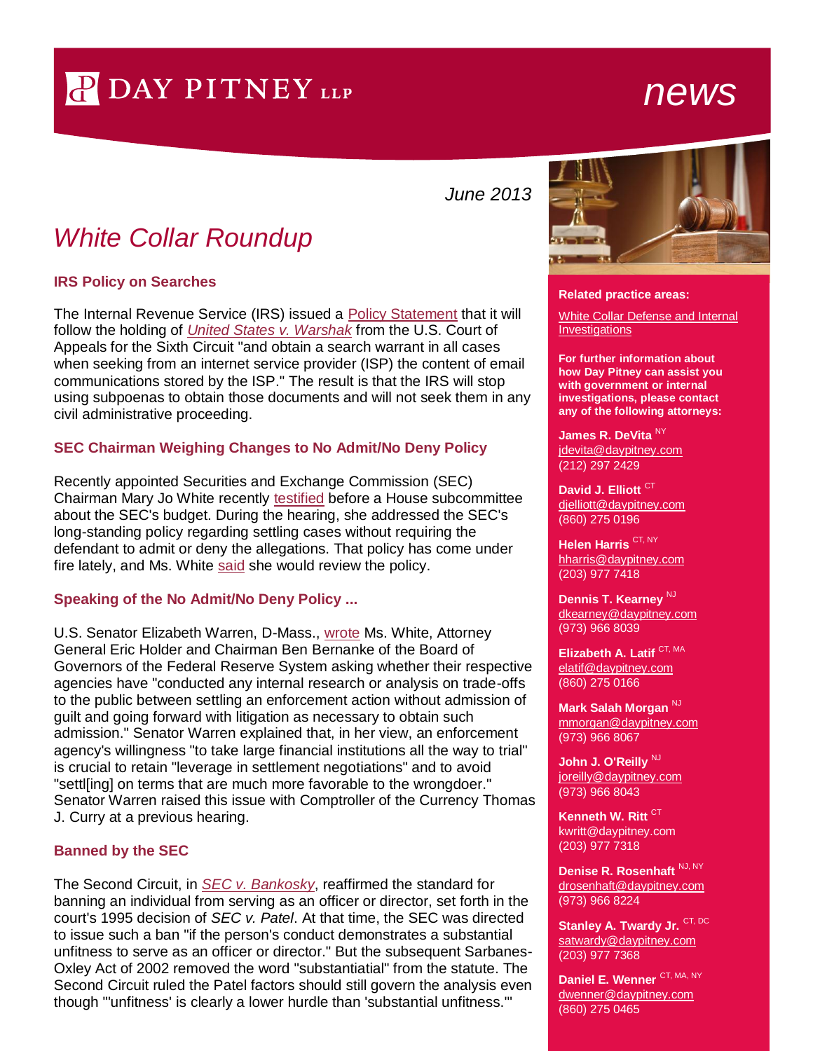DAY PITNEY LLP

news

June 2013

# White Collar Roundup

### IRS Policy on Searches

The Internal Revenue Service (IRS) issued a Policy Statement that it will follow the holding of *United States v. Warshak* from the U.S. Court of Appeals for the Sixth Circuit "and obtain a search warrant in all cases when seeking from an internet service provider (ISP) the content of email communications stored by the ISP." The result is that the IRS will stop using subpoenas to obtain those documents and will not seek them in any civil administrative proceeding.

### SEC Chairman Weighing Changes to No Admit/No Deny Policy

Recently appointed Securities and Exchange Commission (SEC) Chairman Mary Jo White recently testified before a House subcommittee about the SEC's budget. During the hearing, she addressed the SEC's long-standing policy regarding settling cases without requiring the defendant to admit or deny the allegations. That policy has come under fire lately, and Ms. White said she would review the policy.

### Speaking of the No Admit/No Deny Policy ...

U.S. Senator Elizabeth Warren, D-Mass., wrote Ms. White, Attorney General Eric Holder and Chairman Ben Bernanke of the Board of Governors of the Federal Reserve System asking whether their respective agencies have "conducted any internal research or analysis on trade-offs to the public between settling an enforcement action without admission of guilt and going forward with litigation as necessary to obtain such admission." Senator Warren explained that, in her view, an enforcement agency's willingness "to take large financial institutions all the way to trial" is crucial to retain "leverage in settlement negotiations" and to avoid "settl[ing] on terms that are much more favorable to the wrongdoer." Senator Warren raised this issue with Comptroller of the Currency Thomas J. Curry at a previous hearing.

### Banned by the SEC

The Second Circuit, in *SEC v. Bankosky*, reaffirmed the standard for banning an individual from serving as an officer or director, set forth in the court's 1995 decision of *SEC v. Patel*. At that time, the SEC was directed to issue such a ban "if the person's conduct demonstrates a substantial unfitness to serve as an officer or director." But the subsequent Sarbanes-Oxley Act of 2002 removed the word "substantiatial" from the statute. The Second Circuit ruled the Patel factors should still govern the analysis even though "'unfitness' is clearly a lower hurdle than 'substantial unfitness.'"

**Related practice areas:**

White Collar Defense and Internal Investigations

**For further information about how Day Pitney can assist you with government or internal investigations, please contact any of the following attorneys:**

**James R. DeVita** [NY]
jdevita@daypitney.com
(212) 297 2429

**David J. Elliott** [CT]
djelliott@daypitney.com
(860) 275 0196

**Helen Harris** [CT, NY]
hharris@daypitney.com
(203) 977 7418

**Dennis T. Kearney** [NJ]
dkearney@daypitney.com
(973) 966 8039

**Elizabeth A. Latif** [CT, MA]
elatif@daypitney.com
(860) 275 0166

**Mark Salah Morgan** [NJ]
mmorgan@daypitney.com
(973) 966 8067

**John J. O'Reilly** [NJ]
joreilly@daypitney.com
(973) 966 8043

**Kenneth W. Ritt** [CT]
kwritt@daypitney.com
(203) 977 7318

**Denise R. Rosenhaft** [NJ, NY]
drosenhaft@daypitney.com
(973) 966 8224

**Stanley A. Twardy Jr.** [CT, DC]
satwardy@daypitney.com
(203) 977 7368

**Daniel E. Wenner** [CT, MA, NY]
dwenner@daypitney.com
(860) 275 0465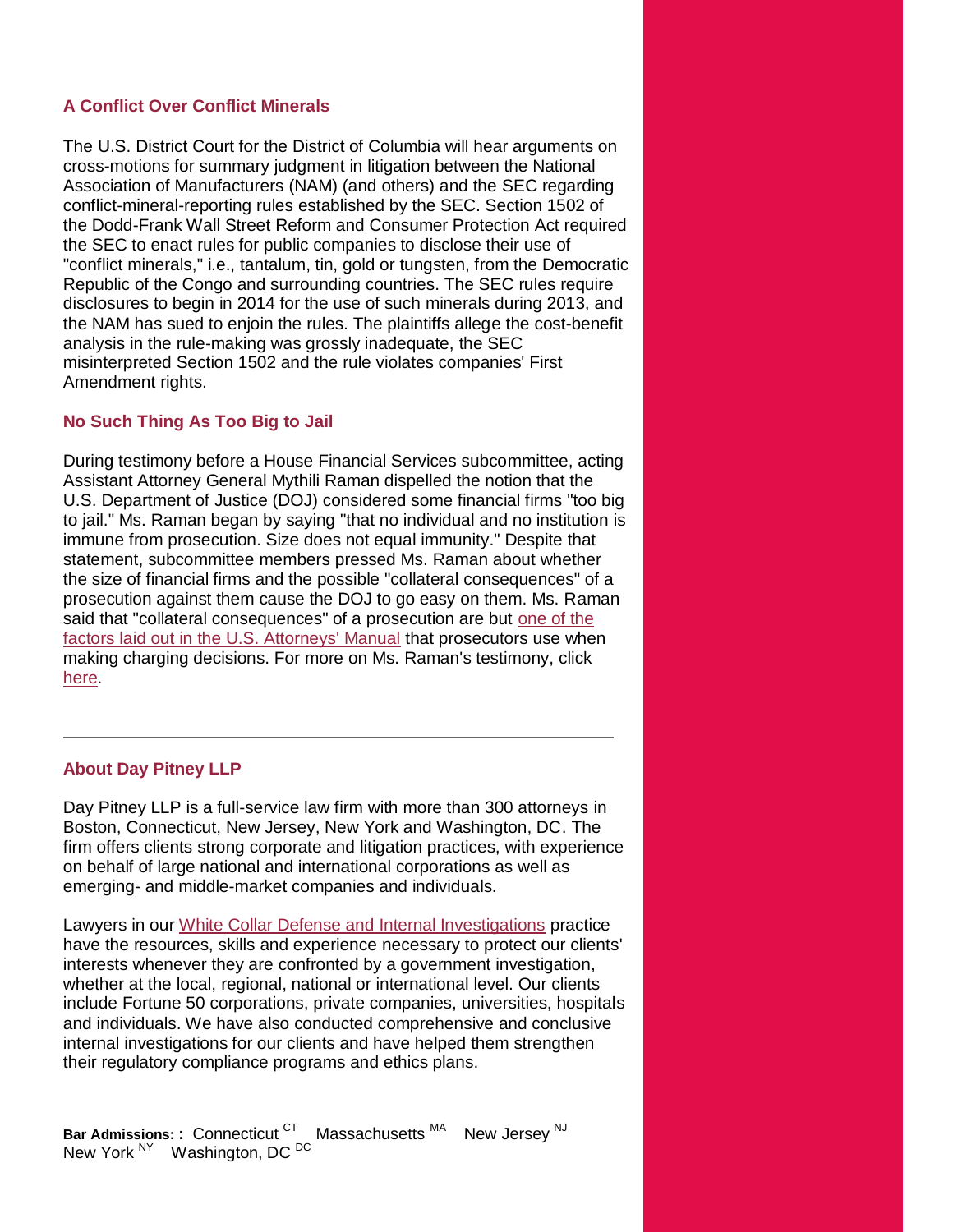### A Conflict Over Conflict Minerals

The U.S. District Court for the District of Columbia will hear arguments on cross-motions for summary judgment in litigation between the National Association of Manufacturers (NAM) (and others) and the SEC regarding conflict-mineral-reporting rules established by the SEC. Section 1502 of the Dodd-Frank Wall Street Reform and Consumer Protection Act required the SEC to enact rules for public companies to disclose their use of "conflict minerals," i.e., tantalum, tin, gold or tungsten, from the Democratic Republic of the Congo and surrounding countries. The SEC rules require disclosures to begin in 2014 for the use of such minerals during 2013, and the NAM has sued to enjoin the rules. The plaintiffs allege the cost-benefit analysis in the rule-making was grossly inadequate, the SEC misinterpreted Section 1502 and the rule violates companies' First Amendment rights.

### No Such Thing As Too Big to Jail

During testimony before a House Financial Services subcommittee, acting Assistant Attorney General Mythili Raman dispelled the notion that the U.S. Department of Justice (DOJ) considered some financial firms "too big to jail." Ms. Raman began by saying "that no individual and no institution is immune from prosecution. Size does not equal immunity." Despite that statement, subcommittee members pressed Ms. Raman about whether the size of financial firms and the possible "collateral consequences" of a prosecution against them cause the DOJ to go easy on them. Ms. Raman said that "collateral consequences" of a prosecution are but one of the factors laid out in the U.S. Attorneys' Manual that prosecutors use when making charging decisions. For more on Ms. Raman's testimony, click here.

---

### About Day Pitney LLP

Day Pitney LLP is a full-service law firm with more than 300 attorneys in Boston, Connecticut, New Jersey, New York and Washington, DC. The firm offers clients strong corporate and litigation practices, with experience on behalf of large national and international corporations as well as emerging- and middle-market companies and individuals.

Lawyers in our White Collar Defense and Internal Investigations practice have the resources, skills and experience necessary to protect our clients' interests whenever they are confronted by a government investigation, whether at the local, regional, national or international level. Our clients include Fortune 50 corporations, private companies, universities, hospitals and individuals. We have also conducted comprehensive and conclusive internal investigations for our clients and have helped them strengthen their regulatory compliance programs and ethics plans.

**Bar Admissions: :** Connecticut [CT] Massachusetts [MA] New Jersey [NJ] New York [NY] Washington, DC [DC]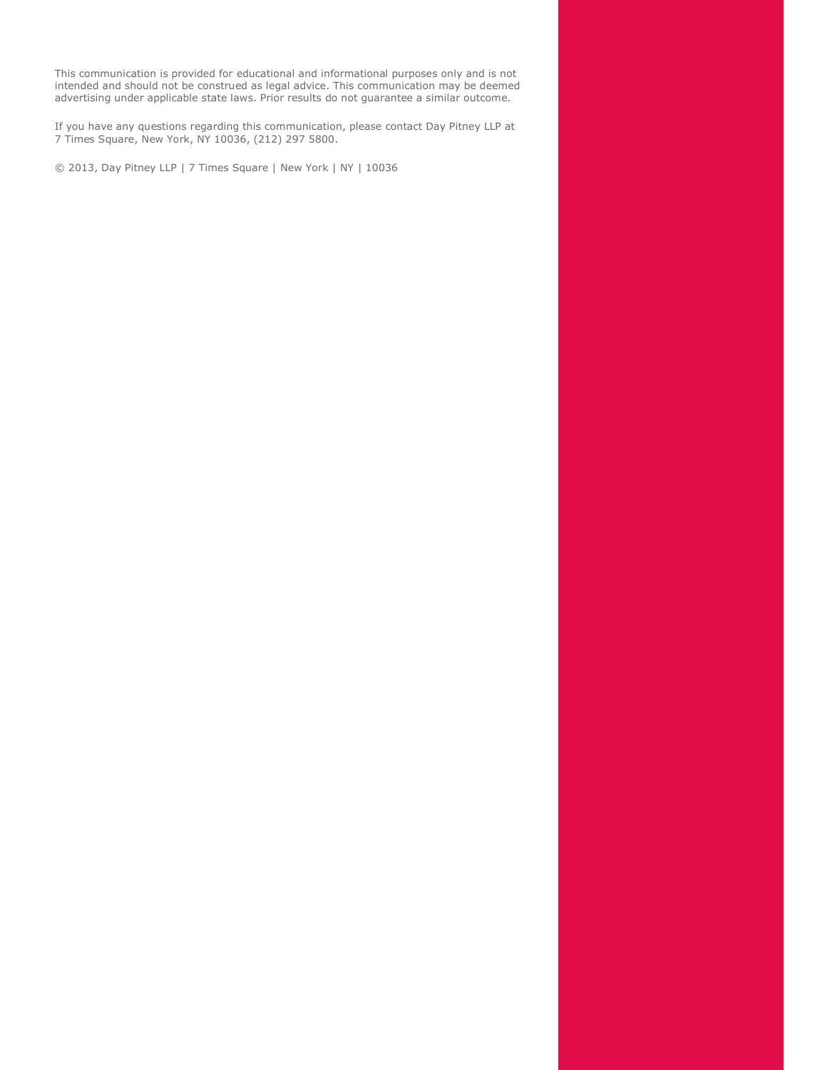This communication is provided for educational and informational purposes only and is not intended and should not be construed as legal advice. This communication may be deemed advertising under applicable state laws. Prior results do not guarantee a similar outcome.

If you have any questions regarding this communication, please contact Day Pitney LLP at 7 Times Square, New York, NY 10036, (212) 297 5800.

© 2013, Day Pitney LLP | 7 Times Square | New York | NY | 10036